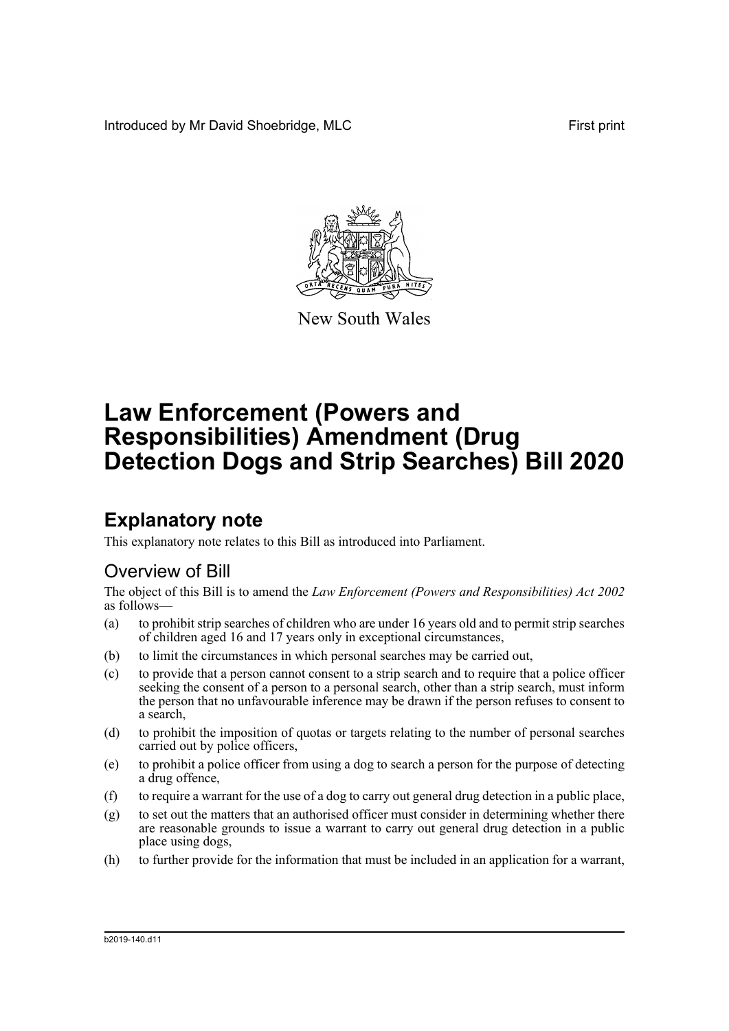Introduced by Mr David Shoebridge, MLC

First print

New South Wales

# Law Enforcement (Powers and Responsibilities) Amendment (Drug Detection Dogs and Strip Searches) Bill 2020

## Explanatory note

This explanatory note relates to this Bill as introduced into Parliament.

### Overview of Bill

The object of this Bill is to amend the *Law Enforcement (Powers and Responsibilities) Act 2002* as follows—

(a) to prohibit strip searches of children who are under 16 years old and to permit strip searches of children aged 16 and 17 years only in exceptional circumstances,

(b) to limit the circumstances in which personal searches may be carried out,

(c) to provide that a person cannot consent to a strip search and to require that a police officer seeking the consent of a person to a personal search, other than a strip search, must inform the person that no unfavourable inference may be drawn if the person refuses to consent to a search,

(d) to prohibit the imposition of quotas or targets relating to the number of personal searches carried out by police officers,

(e) to prohibit a police officer from using a dog to search a person for the purpose of detecting a drug offence,

(f) to require a warrant for the use of a dog to carry out general drug detection in a public place,

(g) to set out the matters that an authorised officer must consider in determining whether there are reasonable grounds to issue a warrant to carry out general drug detection in a public place using dogs,

(h) to further provide for the information that must be included in an application for a warrant,

b2019-140.d11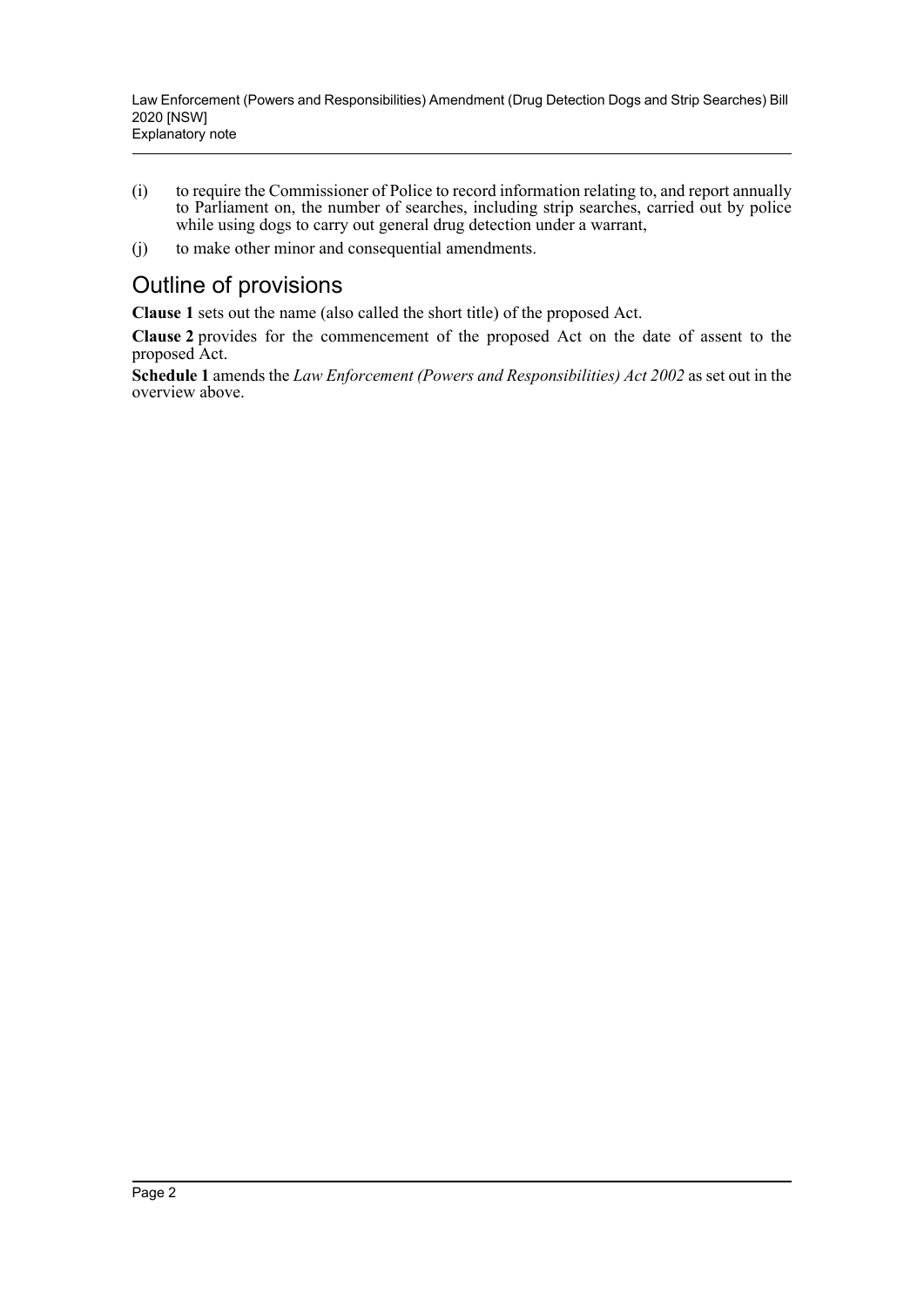(i) to require the Commissioner of Police to record information relating to, and report annually to Parliament on, the number of searches, including strip searches, carried out by police while using dogs to carry out general drug detection under a warrant,

(j) to make other minor and consequential amendments.

## Outline of provisions

**Clause 1** sets out the name (also called the short title) of the proposed Act.

**Clause 2** provides for the commencement of the proposed Act on the date of assent to the proposed Act.

**Schedule 1** amends the *Law Enforcement (Powers and Responsibilities) Act 2002* as set out in the overview above.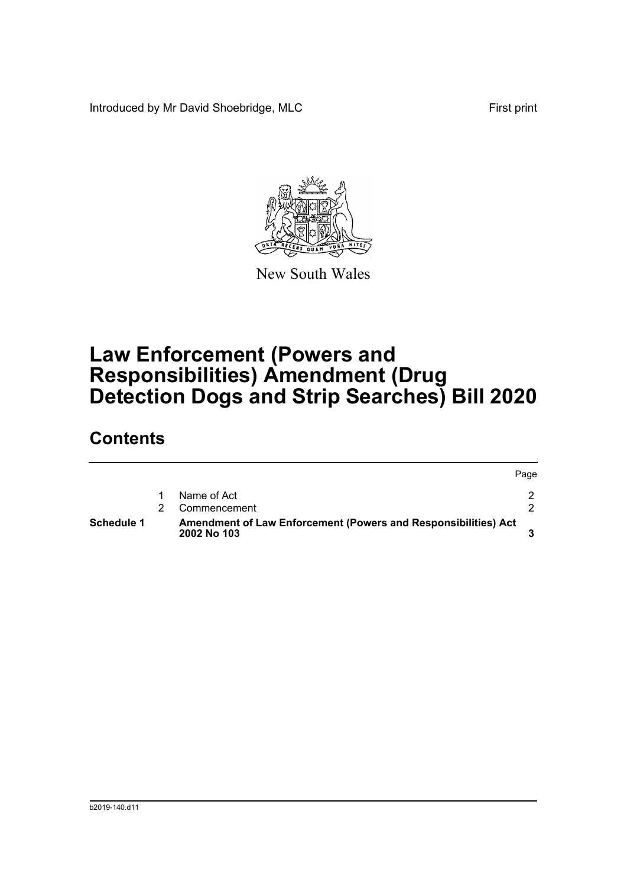Introduced by Mr David Shoebridge, MLC First print

New South Wales

# Law Enforcement (Powers and Responsibilities) Amendment (Drug Detection Dogs and Strip Searches) Bill 2020

## Contents

| | | | Page |
|---|---|---|---|
| | 1 | Name of Act | 2 |
| | 2 | Commencement | 2 |
| **Schedule 1** | | **Amendment of Law Enforcement (Powers and Responsibilities) Act 2002 No 103** | **3** |

b2019-140.d11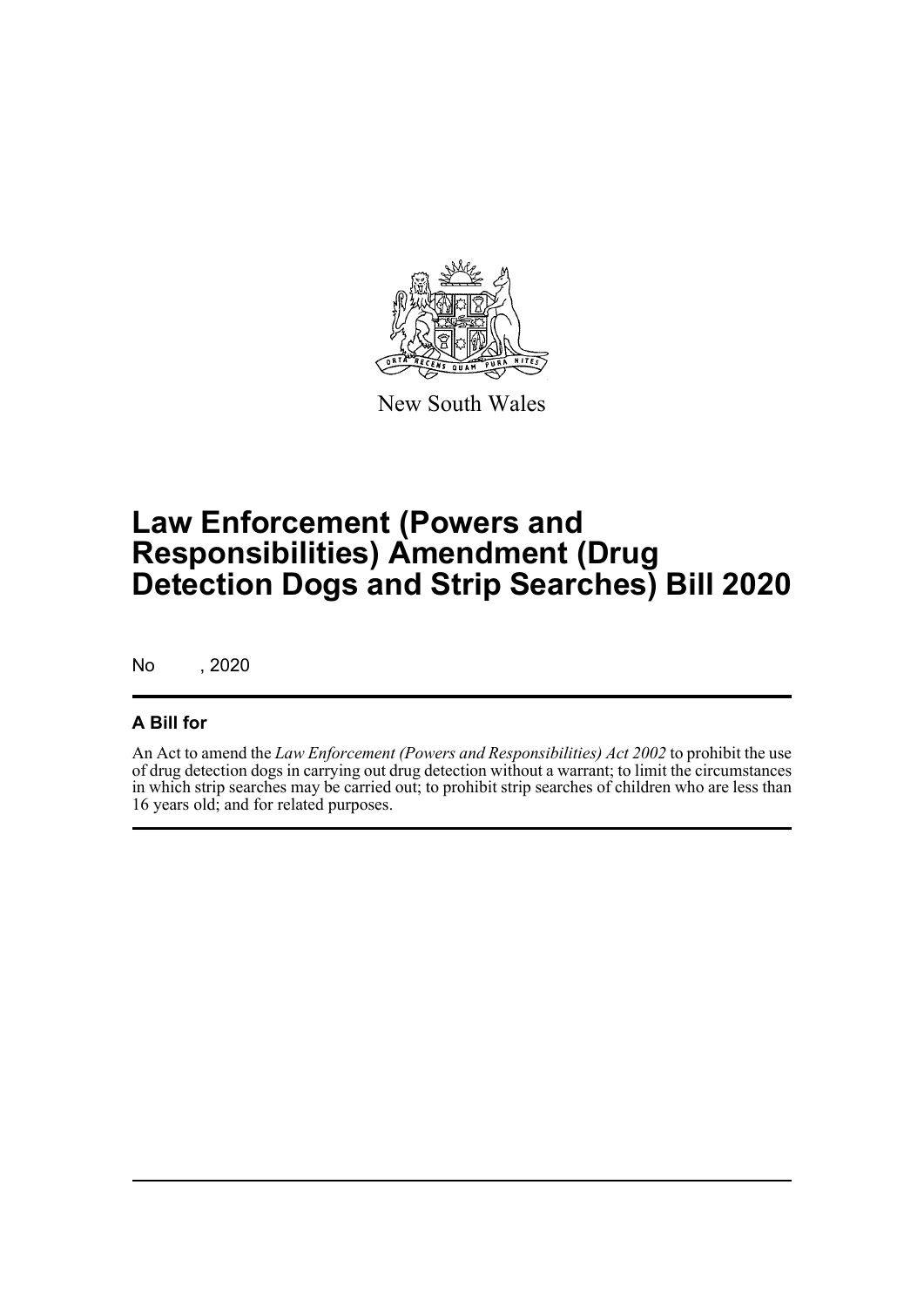New South Wales

# Law Enforcement (Powers and Responsibilities) Amendment (Drug Detection Dogs and Strip Searches) Bill 2020

No , 2020

## A Bill for

An Act to amend the *Law Enforcement (Powers and Responsibilities) Act 2002* to prohibit the use of drug detection dogs in carrying out drug detection without a warrant; to limit the circumstances in which strip searches may be carried out; to prohibit strip searches of children who are less than 16 years old; and for related purposes.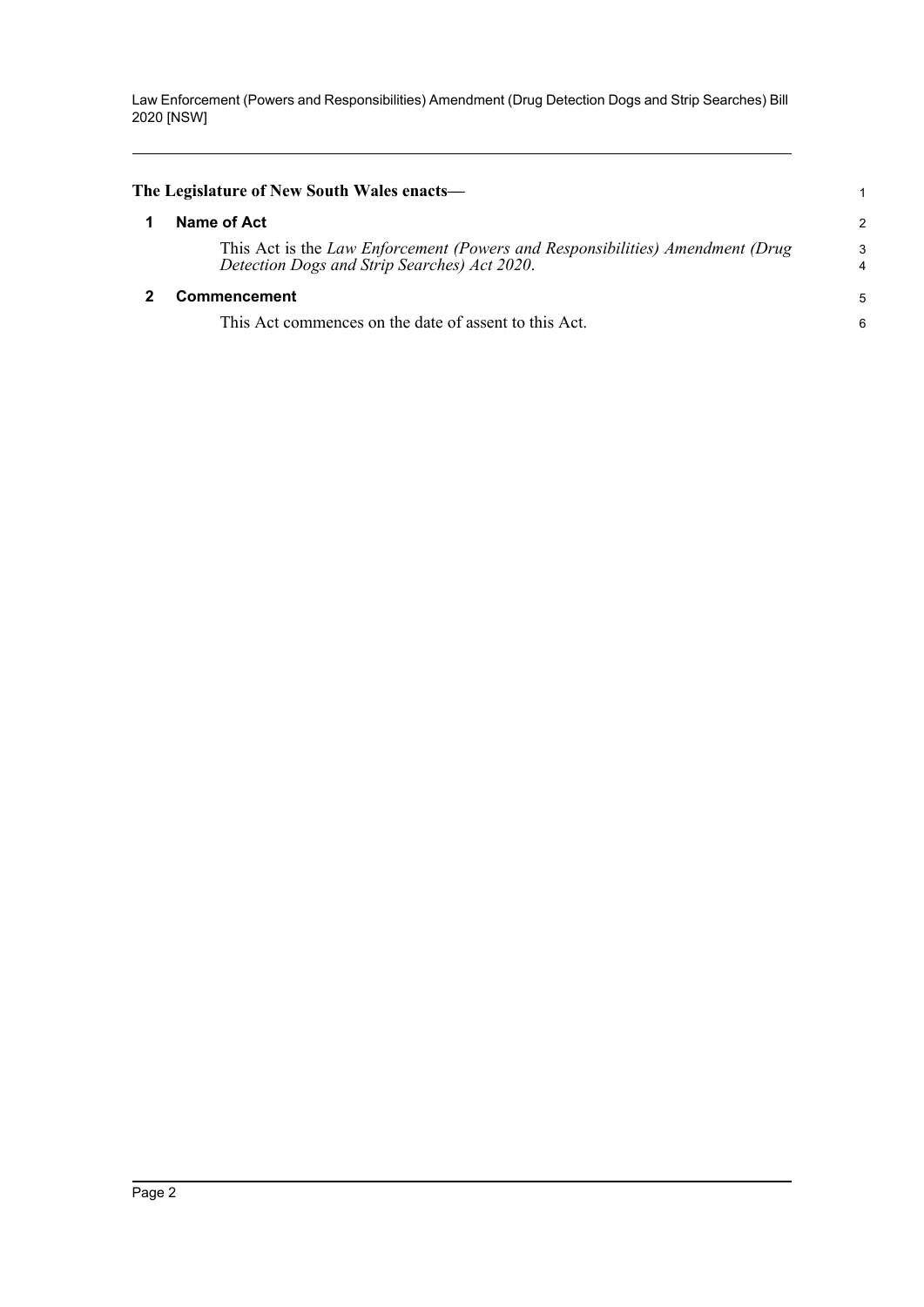**The Legislature of New South Wales enacts—**

## 1 Name of Act

This Act is the *Law Enforcement (Powers and Responsibilities) Amendment (Drug Detection Dogs and Strip Searches) Act 2020*.

## 2 Commencement

This Act commences on the date of assent to this Act.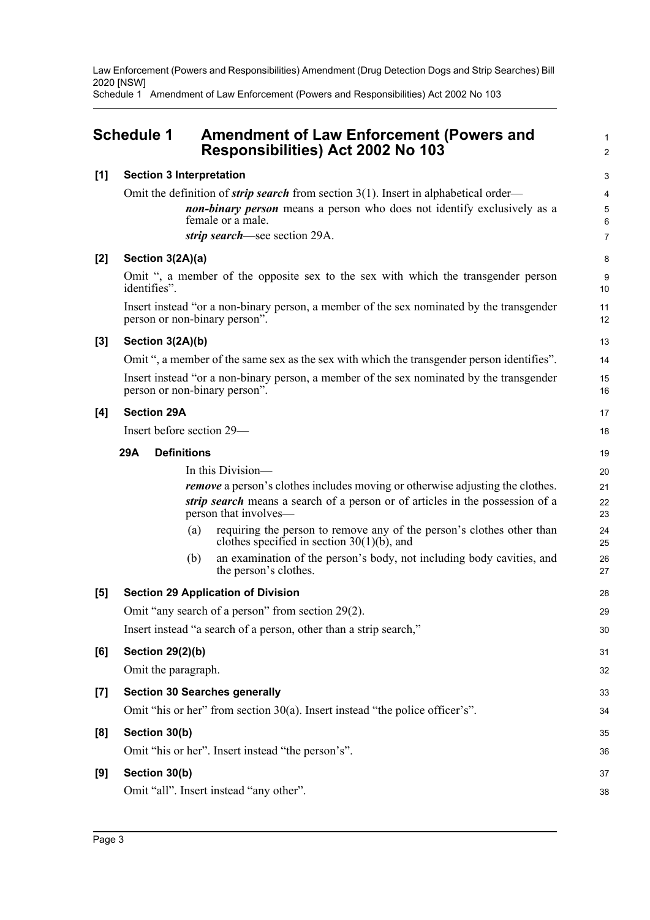# Schedule 1 Amendment of Law Enforcement (Powers and Responsibilities) Act 2002 No 103

**[1] Section 3 Interpretation**

Omit the definition of ***strip search*** from section 3(1). Insert in alphabetical order—

> ***non-binary person*** means a person who does not identify exclusively as a female or a male.
>
> ***strip search***—see section 29A.

**[2] Section 3(2A)(a)**

Omit ", a member of the opposite sex to the sex with which the transgender person identifies".

Insert instead "or a non-binary person, a member of the sex nominated by the transgender person or non-binary person".

**[3] Section 3(2A)(b)**

Omit ", a member of the same sex as the sex with which the transgender person identifies".

Insert instead "or a non-binary person, a member of the sex nominated by the transgender person or non-binary person".

**[4] Section 29A**

Insert before section 29—

> **29A Definitions**
>
> In this Division—
>
> ***remove*** a person's clothes includes moving or otherwise adjusting the clothes.
>
> ***strip search*** means a search of a person or of articles in the possession of a person that involves—
>
> (a) requiring the person to remove any of the person's clothes other than clothes specified in section 30(1)(b), and
>
> (b) an examination of the person's body, not including body cavities, and the person's clothes.

**[5] Section 29 Application of Division**

Omit "any search of a person" from section 29(2).

Insert instead "a search of a person, other than a strip search,"

**[6] Section 29(2)(b)**

Omit the paragraph.

**[7] Section 30 Searches generally**

Omit "his or her" from section 30(a). Insert instead "the police officer's".

**[8] Section 30(b)**

Omit "his or her". Insert instead "the person's".

**[9] Section 30(b)**

Omit "all". Insert instead "any other".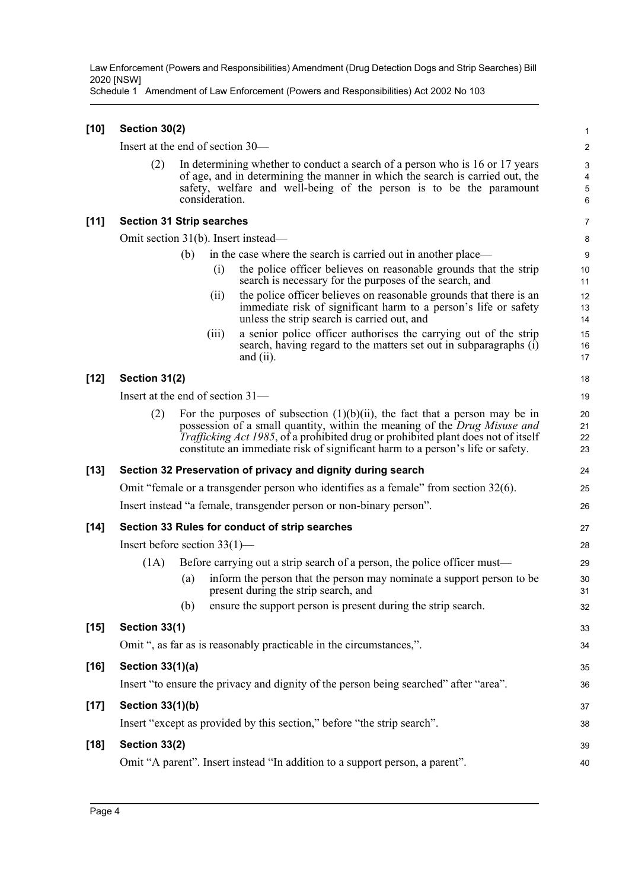**[10] Section 30(2)**

Insert at the end of section 30—

(2) In determining whether to conduct a search of a person who is 16 or 17 years of age, and in determining the manner in which the search is carried out, the safety, welfare and well-being of the person is to be the paramount consideration.

**[11] Section 31 Strip searches**

Omit section 31(b). Insert instead—

(b) in the case where the search is carried out in another place—

(i) the police officer believes on reasonable grounds that the strip search is necessary for the purposes of the search, and

(ii) the police officer believes on reasonable grounds that there is an immediate risk of significant harm to a person's life or safety unless the strip search is carried out, and

(iii) a senior police officer authorises the carrying out of the strip search, having regard to the matters set out in subparagraphs (i) and (ii).

**[12] Section 31(2)**

Insert at the end of section 31—

(2) For the purposes of subsection (1)(b)(ii), the fact that a person may be in possession of a small quantity, within the meaning of the *Drug Misuse and Trafficking Act 1985*, of a prohibited drug or prohibited plant does not of itself constitute an immediate risk of significant harm to a person's life or safety.

**[13] Section 32 Preservation of privacy and dignity during search**

Omit "female or a transgender person who identifies as a female" from section 32(6).

Insert instead "a female, transgender person or non-binary person".

**[14] Section 33 Rules for conduct of strip searches**

Insert before section 33(1)—

(1A) Before carrying out a strip search of a person, the police officer must—

(a) inform the person that the person may nominate a support person to be present during the strip search, and

(b) ensure the support person is present during the strip search.

**[15] Section 33(1)**

Omit ", as far as is reasonably practicable in the circumstances,".

**[16] Section 33(1)(a)**

Insert "to ensure the privacy and dignity of the person being searched" after "area".

**[17] Section 33(1)(b)**

Insert "except as provided by this section," before "the strip search".

**[18] Section 33(2)**

Omit "A parent". Insert instead "In addition to a support person, a parent".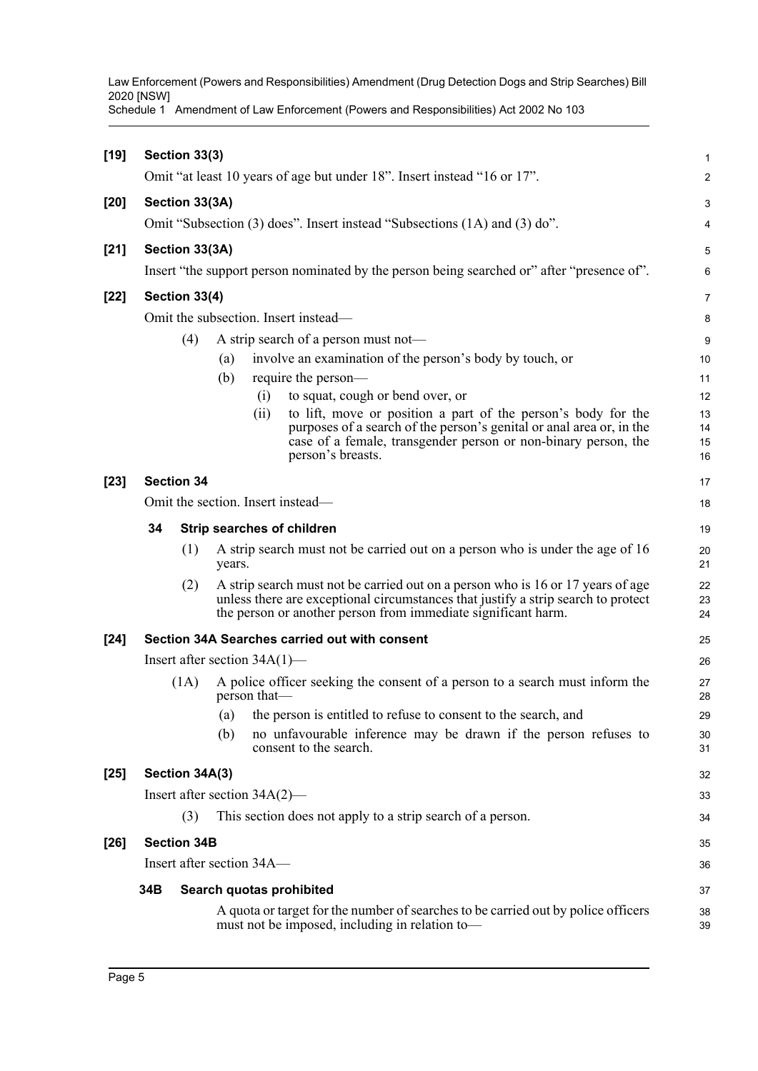**[19] Section 33(3)**

Omit "at least 10 years of age but under 18". Insert instead "16 or 17".

**[20] Section 33(3A)**

Omit "Subsection (3) does". Insert instead "Subsections (1A) and (3) do".

**[21] Section 33(3A)**

Insert "the support person nominated by the person being searched or" after "presence of".

**[22] Section 33(4)**

Omit the subsection. Insert instead—

(4) A strip search of a person must not—

- (a) involve an examination of the person's body by touch, or
- (b) require the person—
  - (i) to squat, cough or bend over, or
  - (ii) to lift, move or position a part of the person's body for the purposes of a search of the person's genital or anal area or, in the case of a female, transgender person or non-binary person, the person's breasts.

**[23] Section 34**

Omit the section. Insert instead—

**34 Strip searches of children**

(1) A strip search must not be carried out on a person who is under the age of 16 years.

(2) A strip search must not be carried out on a person who is 16 or 17 years of age unless there are exceptional circumstances that justify a strip search to protect the person or another person from immediate significant harm.

**[24] Section 34A Searches carried out with consent**

Insert after section 34A(1)—

(1A) A police officer seeking the consent of a person to a search must inform the person that—

- (a) the person is entitled to refuse to consent to the search, and
- (b) no unfavourable inference may be drawn if the person refuses to consent to the search.

**[25] Section 34A(3)**

Insert after section 34A(2)—

(3) This section does not apply to a strip search of a person.

**[26] Section 34B**

Insert after section 34A—

**34B Search quotas prohibited**

A quota or target for the number of searches to be carried out by police officers must not be imposed, including in relation to—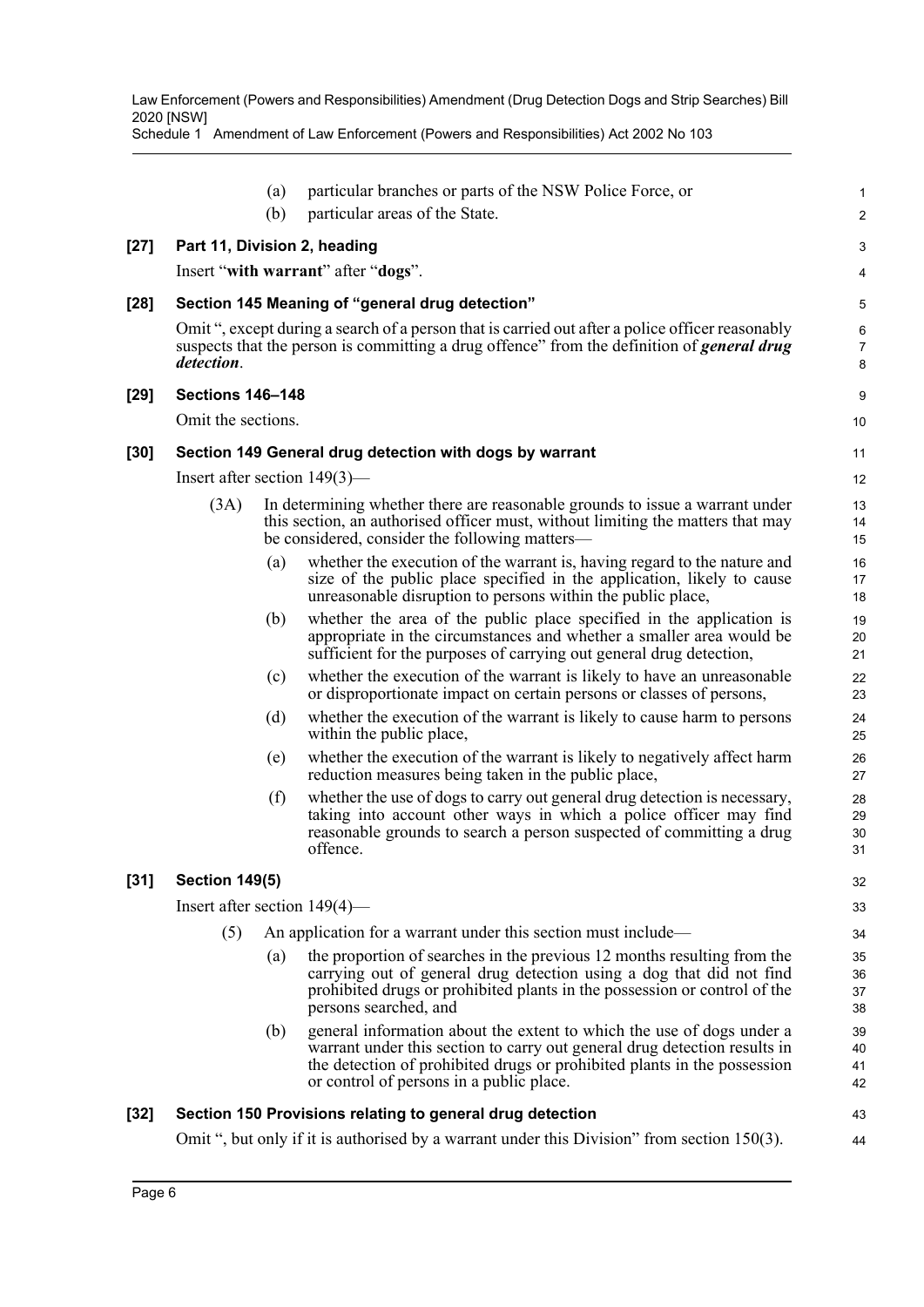(a) particular branches or parts of the NSW Police Force, or

(b) particular areas of the State.

**[27] Part 11, Division 2, heading**

Insert "**with warrant**" after "**dogs**".

**[28] Section 145 Meaning of "general drug detection"**

Omit ", except during a search of a person that is carried out after a police officer reasonably suspects that the person is committing a drug offence" from the definition of ***general drug detection***.

**[29] Sections 146–148**

Omit the sections.

**[30] Section 149 General drug detection with dogs by warrant**

Insert after section 149(3)—

(3A) In determining whether there are reasonable grounds to issue a warrant under this section, an authorised officer must, without limiting the matters that may be considered, consider the following matters—

(a) whether the execution of the warrant is, having regard to the nature and size of the public place specified in the application, likely to cause unreasonable disruption to persons within the public place,

(b) whether the area of the public place specified in the application is appropriate in the circumstances and whether a smaller area would be sufficient for the purposes of carrying out general drug detection,

(c) whether the execution of the warrant is likely to have an unreasonable or disproportionate impact on certain persons or classes of persons,

(d) whether the execution of the warrant is likely to cause harm to persons within the public place,

(e) whether the execution of the warrant is likely to negatively affect harm reduction measures being taken in the public place,

(f) whether the use of dogs to carry out general drug detection is necessary, taking into account other ways in which a police officer may find reasonable grounds to search a person suspected of committing a drug offence.

**[31] Section 149(5)**

Insert after section 149(4)—

(5) An application for a warrant under this section must include—

(a) the proportion of searches in the previous 12 months resulting from the carrying out of general drug detection using a dog that did not find prohibited drugs or prohibited plants in the possession or control of the persons searched, and

(b) general information about the extent to which the use of dogs under a warrant under this section to carry out general drug detection results in the detection of prohibited drugs or prohibited plants in the possession or control of persons in a public place.

**[32] Section 150 Provisions relating to general drug detection**

Omit ", but only if it is authorised by a warrant under this Division" from section 150(3).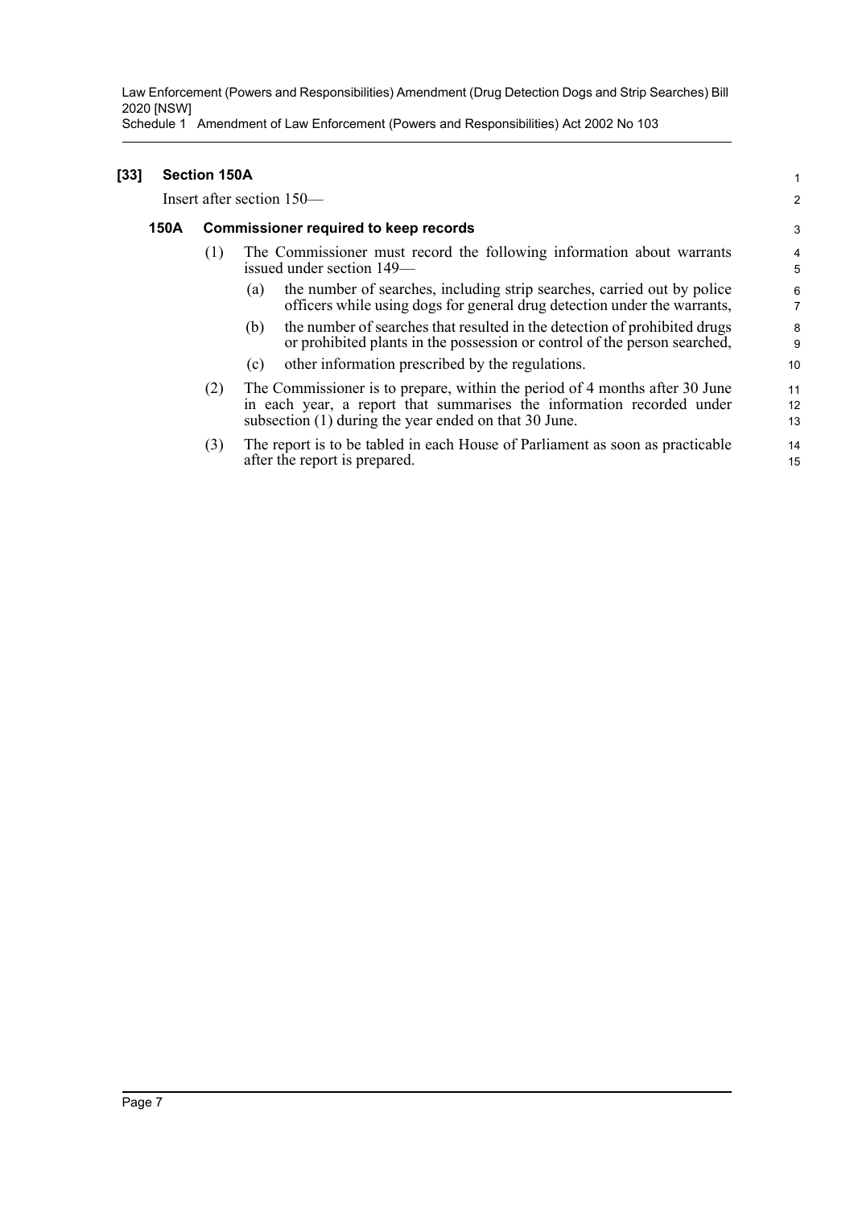**[33] Section 150A**

Insert after section 150—

**150A Commissioner required to keep records**

(1) The Commissioner must record the following information about warrants issued under section 149—

(a) the number of searches, including strip searches, carried out by police officers while using dogs for general drug detection under the warrants,

(b) the number of searches that resulted in the detection of prohibited drugs or prohibited plants in the possession or control of the person searched,

(c) other information prescribed by the regulations.

(2) The Commissioner is to prepare, within the period of 4 months after 30 June in each year, a report that summarises the information recorded under subsection (1) during the year ended on that 30 June.

(3) The report is to be tabled in each House of Parliament as soon as practicable after the report is prepared.